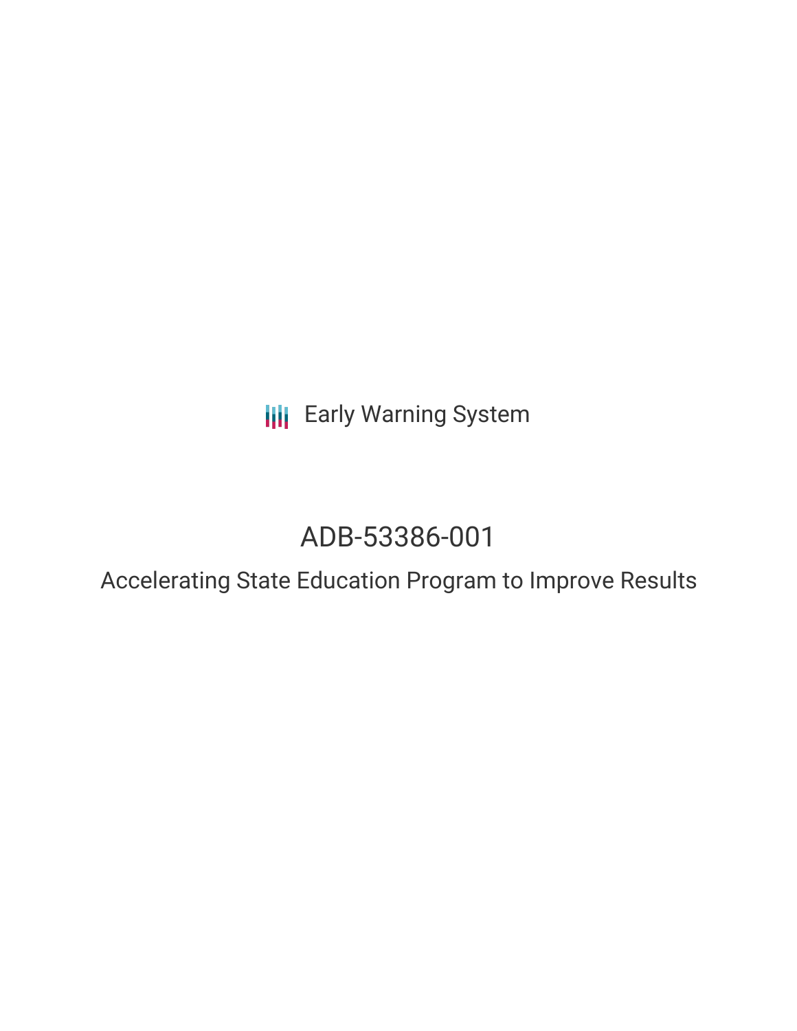Early Warning System

# ADB-53386-001

## Accelerating State Education Program to Improve Results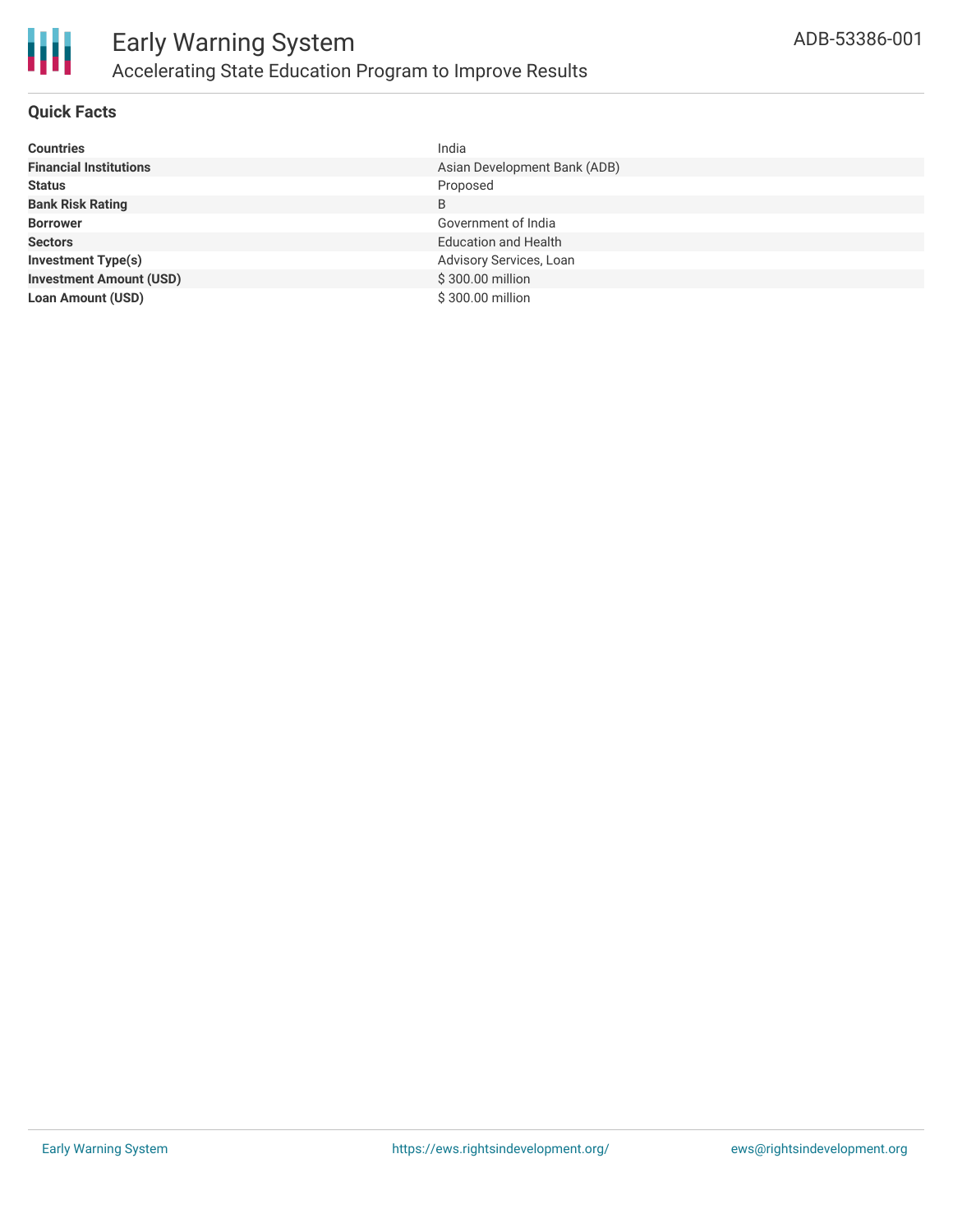## Quick Facts

| | |
|---|---|
| **Countries** | India |
| **Financial Institutions** | Asian Development Bank (ADB) |
| **Status** | Proposed |
| **Bank Risk Rating** | B |
| **Borrower** | Government of India |
| **Sectors** | Education and Health |
| **Investment Type(s)** | Advisory Services, Loan |
| **Investment Amount (USD)** | $ 300.00 million |
| **Loan Amount (USD)** | $ 300.00 million |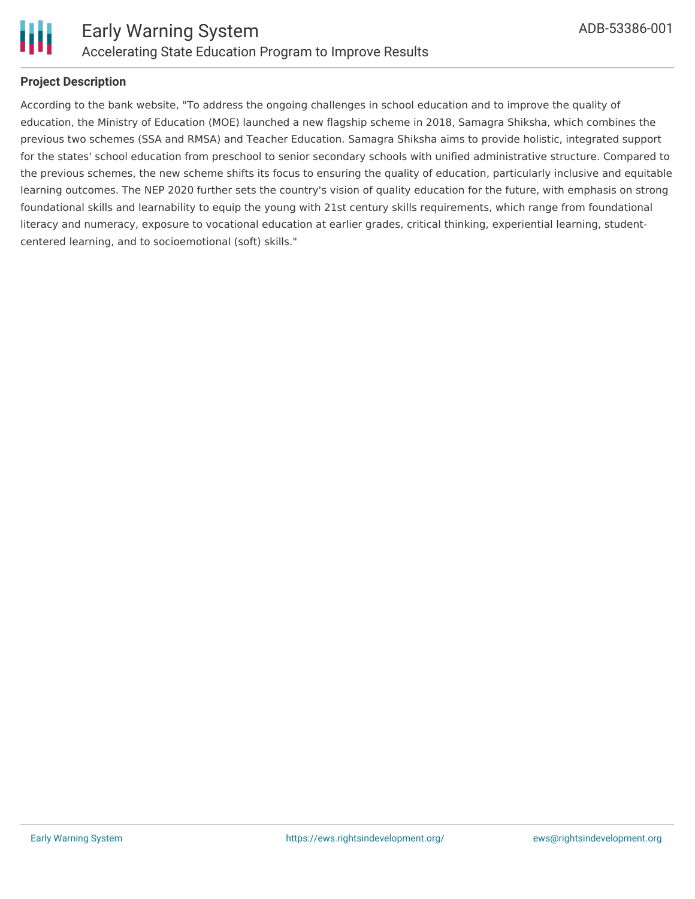**Project Description**

According to the bank website, "To address the ongoing challenges in school education and to improve the quality of education, the Ministry of Education (MOE) launched a new flagship scheme in 2018, Samagra Shiksha, which combines the previous two schemes (SSA and RMSA) and Teacher Education. Samagra Shiksha aims to provide holistic, integrated support for the states' school education from preschool to senior secondary schools with unified administrative structure. Compared to the previous schemes, the new scheme shifts its focus to ensuring the quality of education, particularly inclusive and equitable learning outcomes. The NEP 2020 further sets the country's vision of quality education for the future, with emphasis on strong foundational skills and learnability to equip the young with 21st century skills requirements, which range from foundational literacy and numeracy, exposure to vocational education at earlier grades, critical thinking, experiential learning, student-centered learning, and to socioemotional (soft) skills."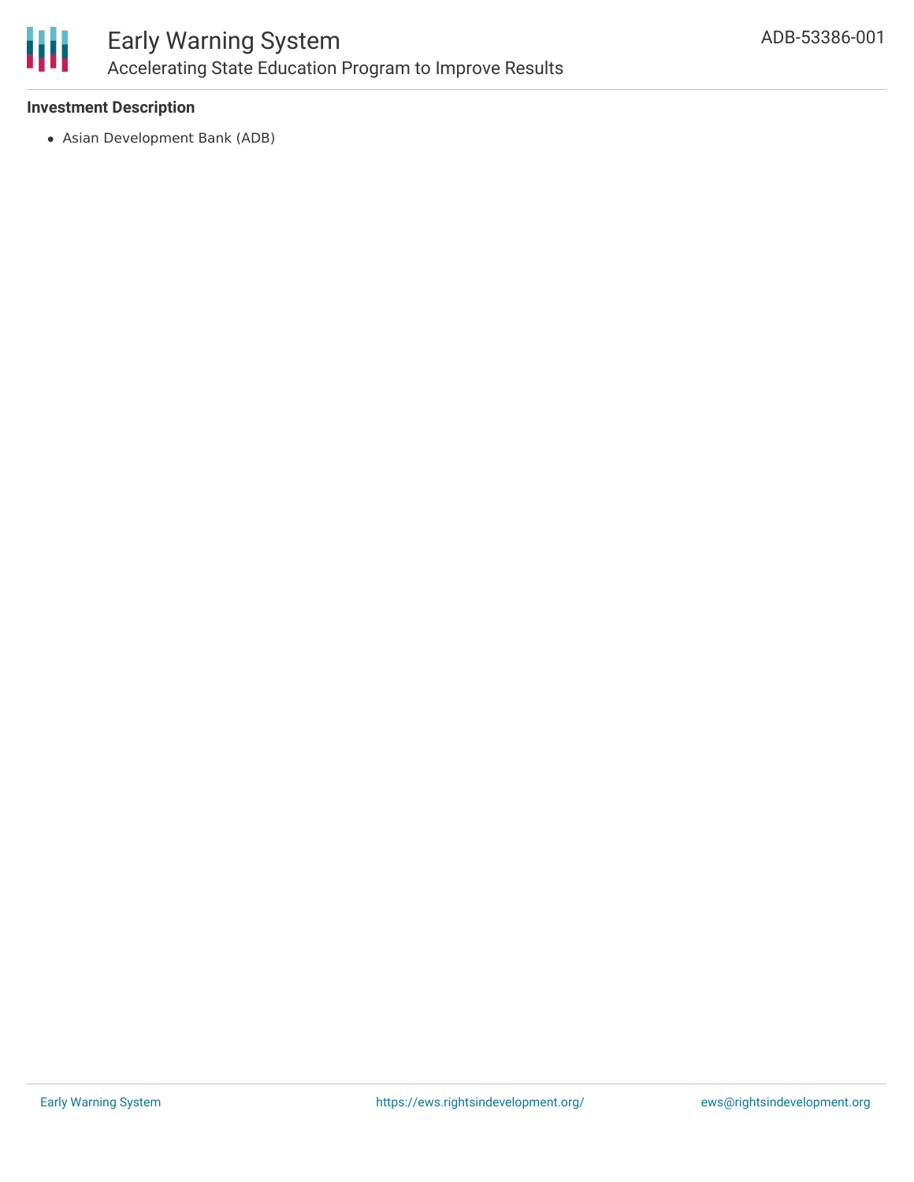### Investment Description

- Asian Development Bank (ADB)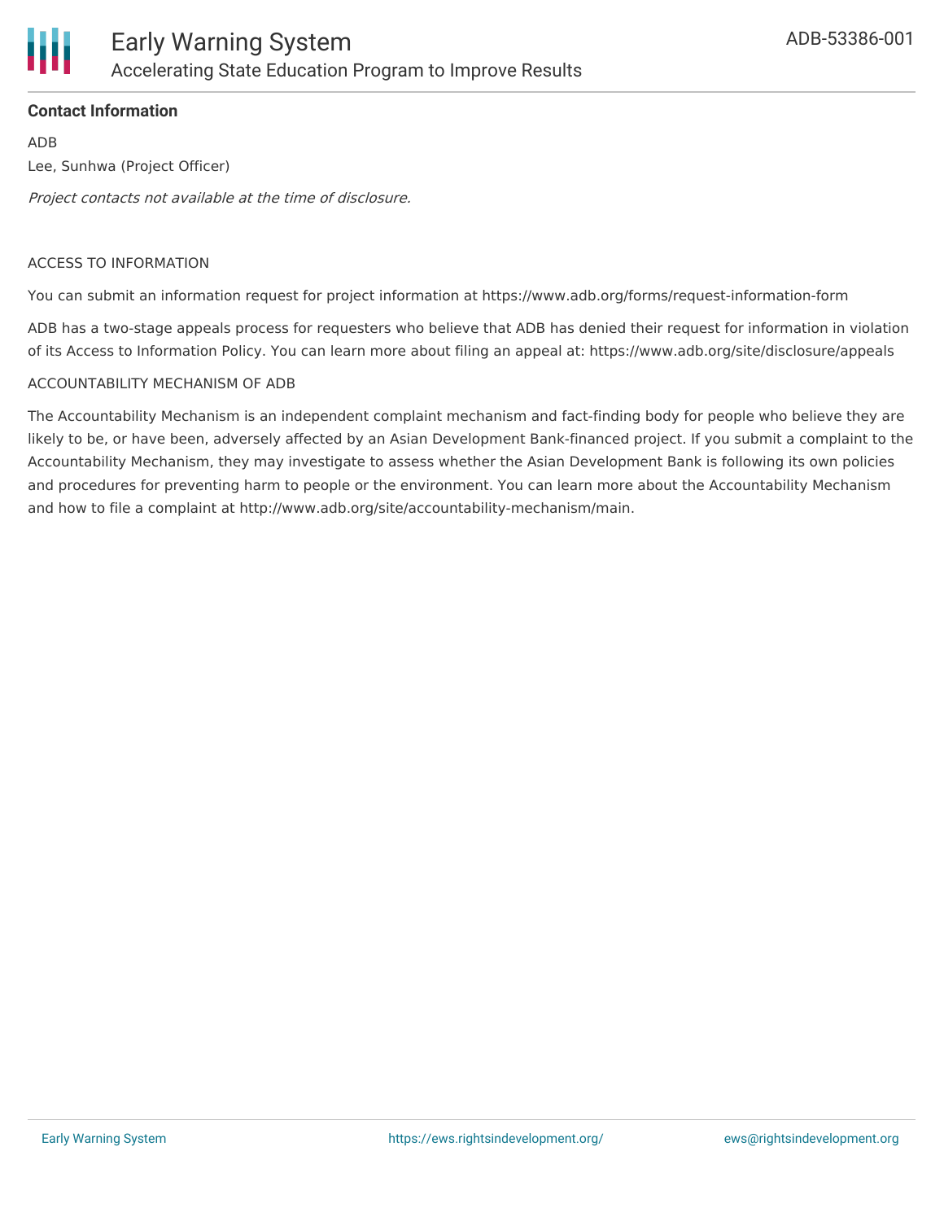**Contact Information**

ADB

Lee, Sunhwa (Project Officer)

*Project contacts not available at the time of disclosure.*

ACCESS TO INFORMATION

You can submit an information request for project information at https://www.adb.org/forms/request-information-form

ADB has a two-stage appeals process for requesters who believe that ADB has denied their request for information in violation of its Access to Information Policy. You can learn more about filing an appeal at: https://www.adb.org/site/disclosure/appeals

ACCOUNTABILITY MECHANISM OF ADB

The Accountability Mechanism is an independent complaint mechanism and fact-finding body for people who believe they are likely to be, or have been, adversely affected by an Asian Development Bank-financed project. If you submit a complaint to the Accountability Mechanism, they may investigate to assess whether the Asian Development Bank is following its own policies and procedures for preventing harm to people or the environment. You can learn more about the Accountability Mechanism and how to file a complaint at http://www.adb.org/site/accountability-mechanism/main.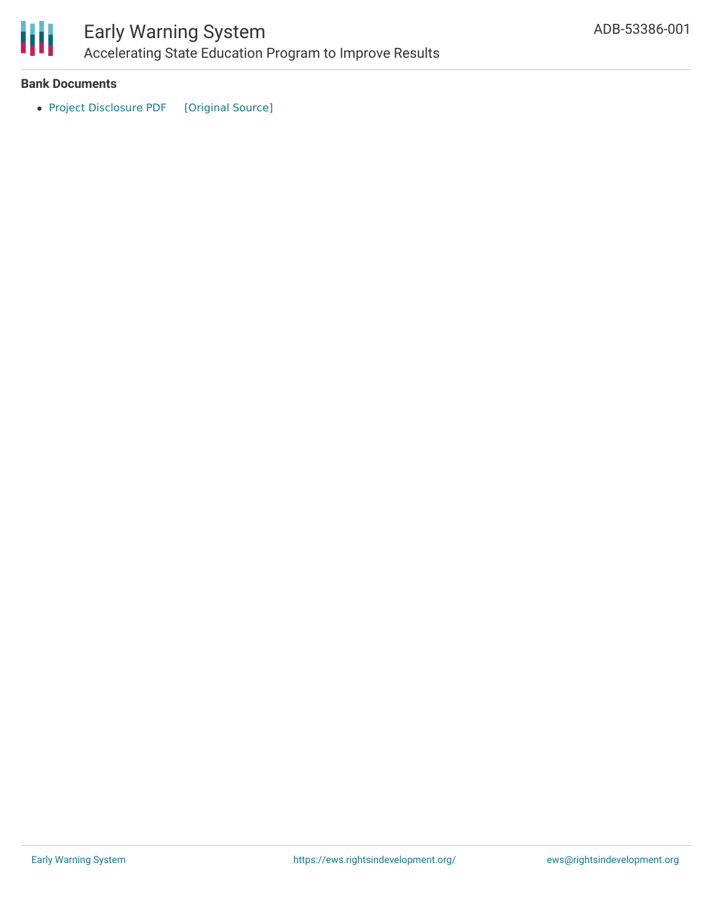**Bank Documents**

- Project Disclosure PDF [Original Source]